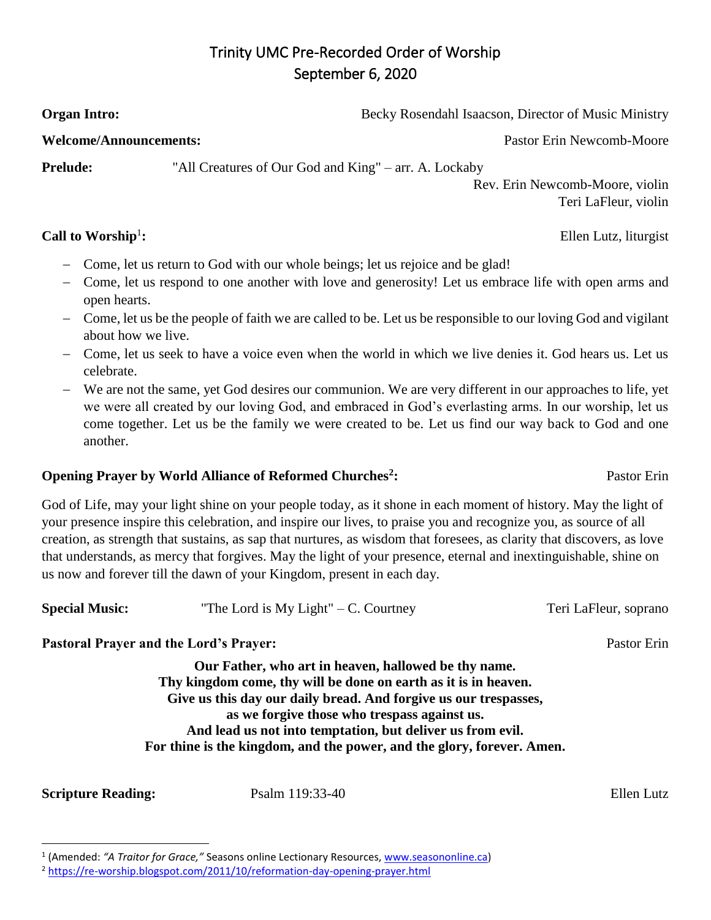# Trinity UMC Pre-Recorded Order of Worship
## September 6, 2020

**Organ Intro:** Becky Rosendahl Isaacson, Director of Music Ministry

**Welcome/Announcements:** Pastor Erin Newcomb-Moore

**Prelude:** "All Creatures of Our God and King" – arr. A. Lockaby
Rev. Erin Newcomb-Moore, violin
Teri LaFleur, violin

**Call to Worship**[1]**:** Ellen Lutz, liturgist

- Come, let us return to God with our whole beings; let us rejoice and be glad!
- Come, let us respond to one another with love and generosity! Let us embrace life with open arms and open hearts.
- Come, let us be the people of faith we are called to be. Let us be responsible to our loving God and vigilant about how we live.
- Come, let us seek to have a voice even when the world in which we live denies it. God hears us. Let us celebrate.
- We are not the same, yet God desires our communion. We are very different in our approaches to life, yet we were all created by our loving God, and embraced in God's everlasting arms. In our worship, let us come together. Let us be the family we were created to be. Let us find our way back to God and one another.

**Opening Prayer by World Alliance of Reformed Churches**[2]**:** Pastor Erin

God of Life, may your light shine on your people today, as it shone in each moment of history. May the light of your presence inspire this celebration, and inspire our lives, to praise you and recognize you, as source of all creation, as strength that sustains, as sap that nurtures, as wisdom that foresees, as clarity that discovers, as love that understands, as mercy that forgives. May the light of your presence, eternal and inextinguishable, shine on us now and forever till the dawn of your Kingdom, present in each day.

**Special Music:** "The Lord is My Light" – C. Courtney Teri LaFleur, soprano

**Pastoral Prayer and the Lord's Prayer:** Pastor Erin

**Our Father, who art in heaven, hallowed be thy name.**
**Thy kingdom come, thy will be done on earth as it is in heaven.**
**Give us this day our daily bread. And forgive us our trespasses,**
**as we forgive those who trespass against us.**
**And lead us not into temptation, but deliver us from evil.**
**For thine is the kingdom, and the power, and the glory, forever. Amen.**

**Scripture Reading:** Psalm 119:33-40 Ellen Lutz

---

[1] (Amended: *"A Traitor for Grace,"* Seasons online Lectionary Resources, www.seasononline.ca)

[2] https://re-worship.blogspot.com/2011/10/reformation-day-opening-prayer.html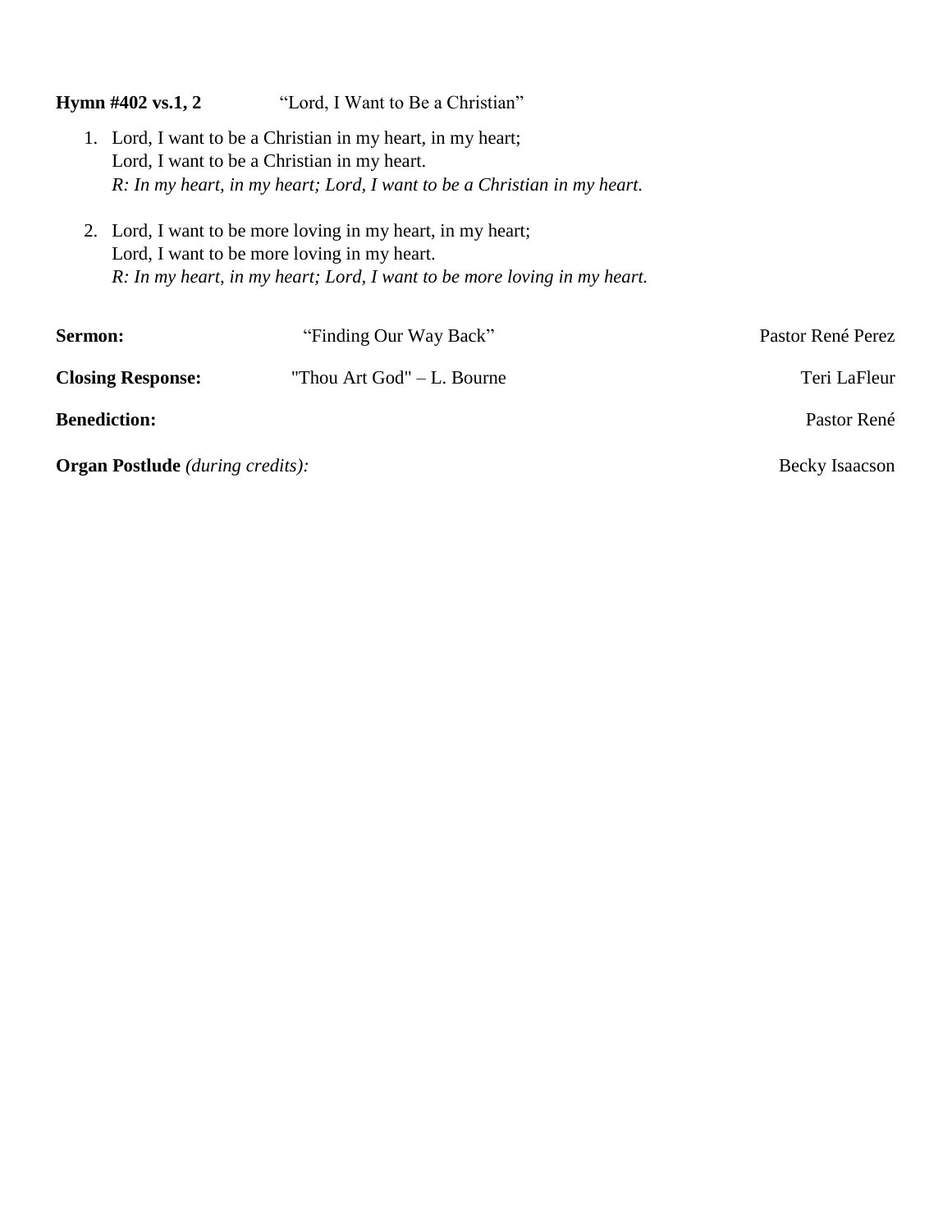**Hymn #402 vs.1, 2** "Lord, I Want to Be a Christian"

1. Lord, I want to be a Christian in my heart, in my heart;
   Lord, I want to be a Christian in my heart.
   *R: In my heart, in my heart; Lord, I want to be a Christian in my heart.*

2. Lord, I want to be more loving in my heart, in my heart;
   Lord, I want to be more loving in my heart.
   *R: In my heart, in my heart; Lord, I want to be more loving in my heart.*

**Sermon:** "Finding Our Way Back" Pastor René Perez

**Closing Response:** "Thou Art God" – L. Bourne Teri LaFleur

**Benediction:** Pastor René

**Organ Postlude** *(during credits):* Becky Isaacson